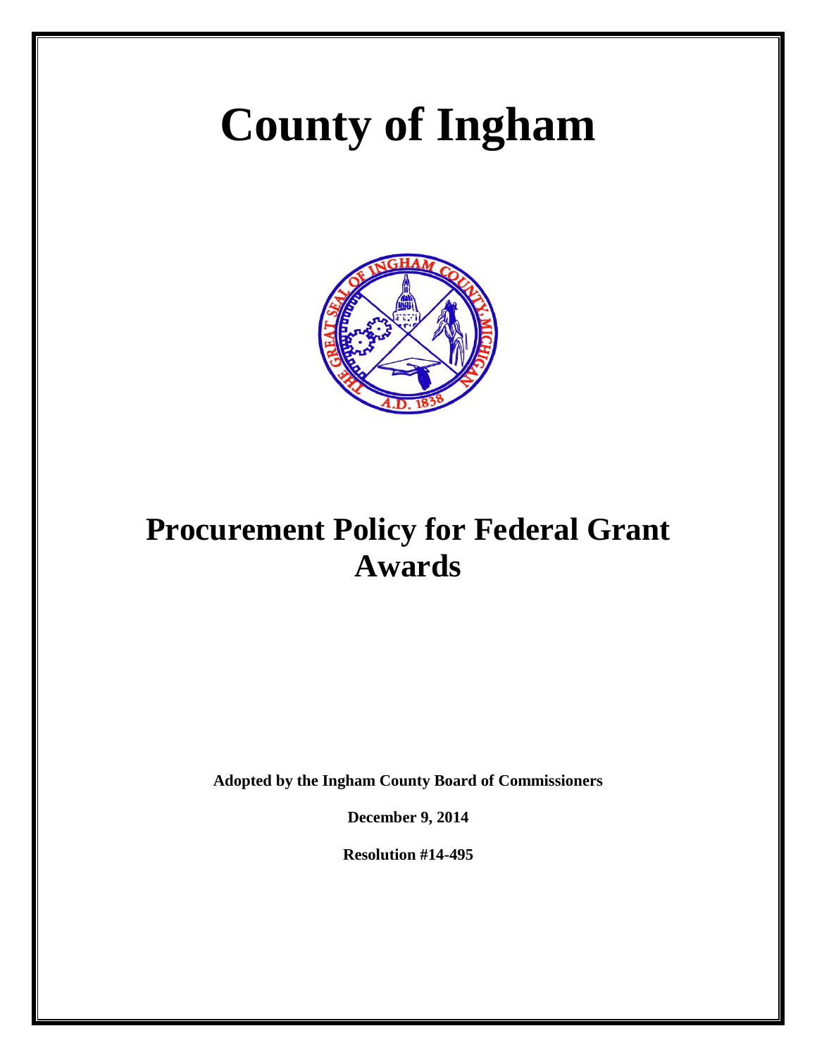# County of Ingham

# Procurement Policy for Federal Grant Awards

**Adopted by the Ingham County Board of Commissioners**

**December 9, 2014**

**Resolution #14-495**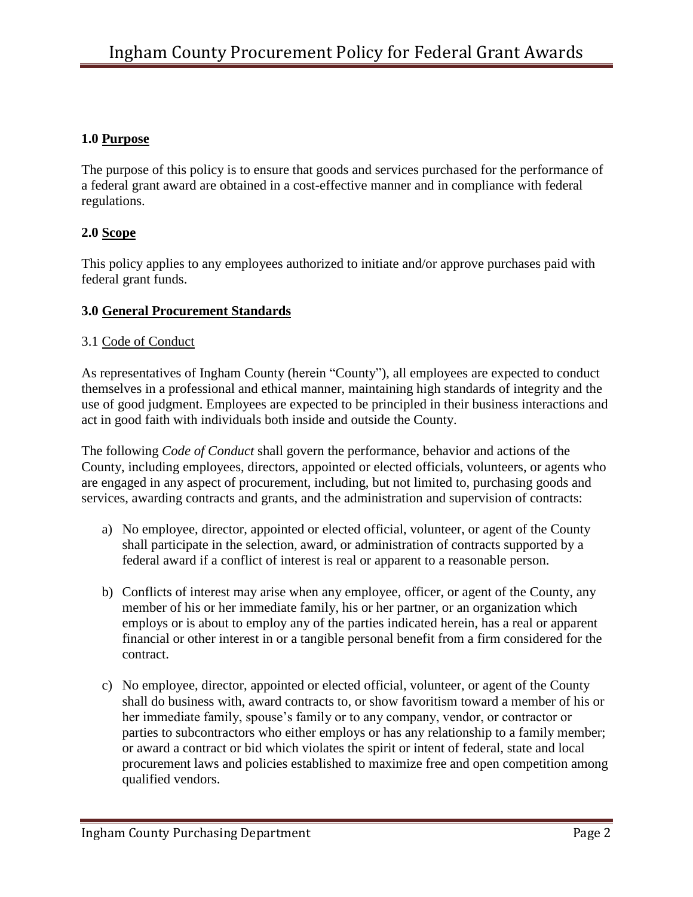## 1.0 Purpose

The purpose of this policy is to ensure that goods and services purchased for the performance of a federal grant award are obtained in a cost-effective manner and in compliance with federal regulations.

## 2.0 Scope

This policy applies to any employees authorized to initiate and/or approve purchases paid with federal grant funds.

## 3.0 General Procurement Standards

### 3.1 Code of Conduct

As representatives of Ingham County (herein "County"), all employees are expected to conduct themselves in a professional and ethical manner, maintaining high standards of integrity and the use of good judgment. Employees are expected to be principled in their business interactions and act in good faith with individuals both inside and outside the County.

The following *Code of Conduct* shall govern the performance, behavior and actions of the County, including employees, directors, appointed or elected officials, volunteers, or agents who are engaged in any aspect of procurement, including, but not limited to, purchasing goods and services, awarding contracts and grants, and the administration and supervision of contracts:

a) No employee, director, appointed or elected official, volunteer, or agent of the County shall participate in the selection, award, or administration of contracts supported by a federal award if a conflict of interest is real or apparent to a reasonable person.

b) Conflicts of interest may arise when any employee, officer, or agent of the County, any member of his or her immediate family, his or her partner, or an organization which employs or is about to employ any of the parties indicated herein, has a real or apparent financial or other interest in or a tangible personal benefit from a firm considered for the contract.

c) No employee, director, appointed or elected official, volunteer, or agent of the County shall do business with, award contracts to, or show favoritism toward a member of his or her immediate family, spouse's family or to any company, vendor, or contractor or parties to subcontractors who either employs or has any relationship to a family member; or award a contract or bid which violates the spirit or intent of federal, state and local procurement laws and policies established to maximize free and open competition among qualified vendors.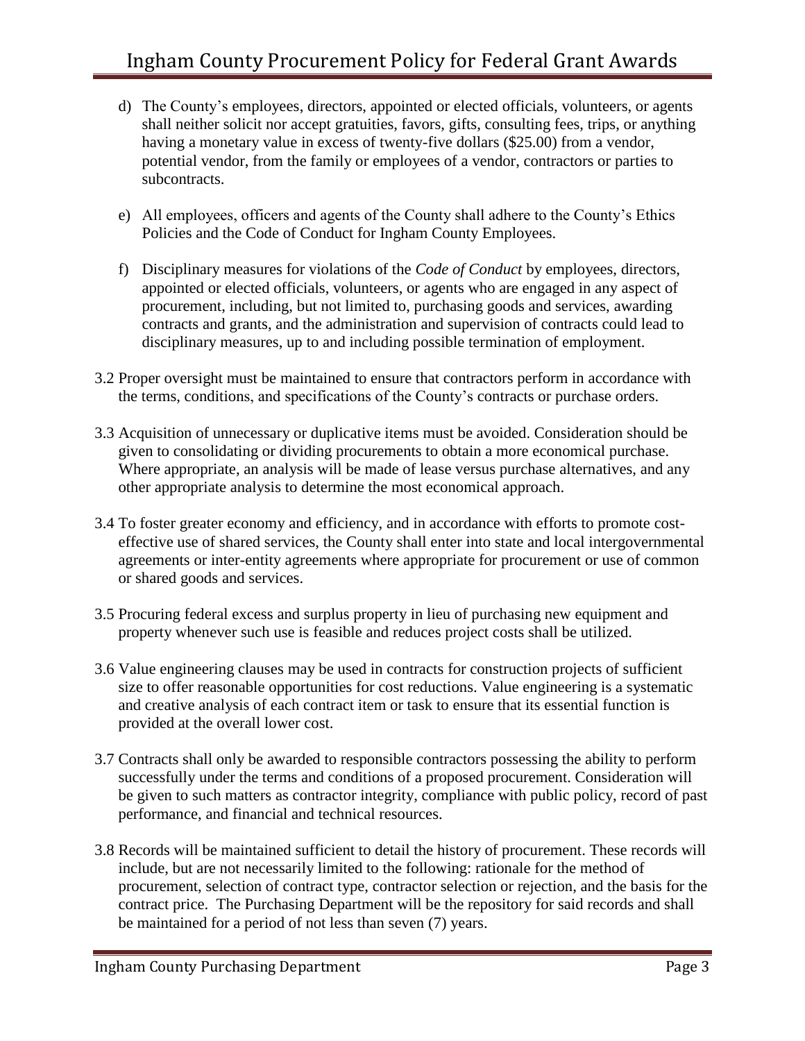d) The County's employees, directors, appointed or elected officials, volunteers, or agents shall neither solicit nor accept gratuities, favors, gifts, consulting fees, trips, or anything having a monetary value in excess of twenty-five dollars ($25.00) from a vendor, potential vendor, from the family or employees of a vendor, contractors or parties to subcontracts.

e) All employees, officers and agents of the County shall adhere to the County's Ethics Policies and the Code of Conduct for Ingham County Employees.

f) Disciplinary measures for violations of the *Code of Conduct* by employees, directors, appointed or elected officials, volunteers, or agents who are engaged in any aspect of procurement, including, but not limited to, purchasing goods and services, awarding contracts and grants, and the administration and supervision of contracts could lead to disciplinary measures, up to and including possible termination of employment.

3.2 Proper oversight must be maintained to ensure that contractors perform in accordance with the terms, conditions, and specifications of the County's contracts or purchase orders.

3.3 Acquisition of unnecessary or duplicative items must be avoided. Consideration should be given to consolidating or dividing procurements to obtain a more economical purchase. Where appropriate, an analysis will be made of lease versus purchase alternatives, and any other appropriate analysis to determine the most economical approach.

3.4 To foster greater economy and efficiency, and in accordance with efforts to promote cost-effective use of shared services, the County shall enter into state and local intergovernmental agreements or inter-entity agreements where appropriate for procurement or use of common or shared goods and services.

3.5 Procuring federal excess and surplus property in lieu of purchasing new equipment and property whenever such use is feasible and reduces project costs shall be utilized.

3.6 Value engineering clauses may be used in contracts for construction projects of sufficient size to offer reasonable opportunities for cost reductions. Value engineering is a systematic and creative analysis of each contract item or task to ensure that its essential function is provided at the overall lower cost.

3.7 Contracts shall only be awarded to responsible contractors possessing the ability to perform successfully under the terms and conditions of a proposed procurement. Consideration will be given to such matters as contractor integrity, compliance with public policy, record of past performance, and financial and technical resources.

3.8 Records will be maintained sufficient to detail the history of procurement. These records will include, but are not necessarily limited to the following: rationale for the method of procurement, selection of contract type, contractor selection or rejection, and the basis for the contract price. The Purchasing Department will be the repository for said records and shall be maintained for a period of not less than seven (7) years.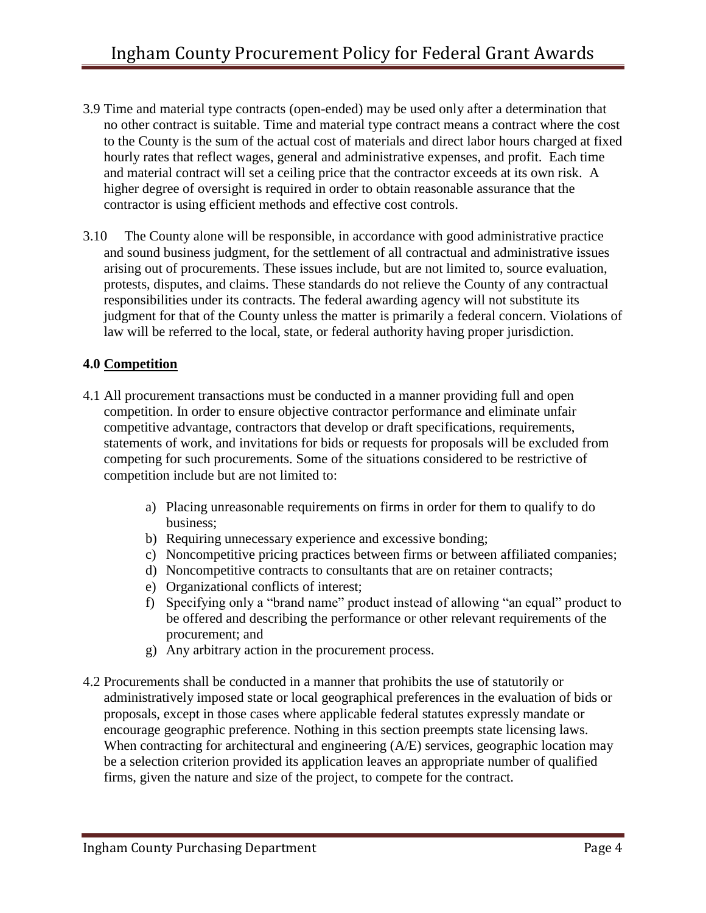3.9 Time and material type contracts (open-ended) may be used only after a determination that no other contract is suitable. Time and material type contract means a contract where the cost to the County is the sum of the actual cost of materials and direct labor hours charged at fixed hourly rates that reflect wages, general and administrative expenses, and profit. Each time and material contract will set a ceiling price that the contractor exceeds at its own risk. A higher degree of oversight is required in order to obtain reasonable assurance that the contractor is using efficient methods and effective cost controls.

3.10 The County alone will be responsible, in accordance with good administrative practice and sound business judgment, for the settlement of all contractual and administrative issues arising out of procurements. These issues include, but are not limited to, source evaluation, protests, disputes, and claims. These standards do not relieve the County of any contractual responsibilities under its contracts. The federal awarding agency will not substitute its judgment for that of the County unless the matter is primarily a federal concern. Violations of law will be referred to the local, state, or federal authority having proper jurisdiction.

**4.0 Competition**

4.1 All procurement transactions must be conducted in a manner providing full and open competition. In order to ensure objective contractor performance and eliminate unfair competitive advantage, contractors that develop or draft specifications, requirements, statements of work, and invitations for bids or requests for proposals will be excluded from competing for such procurements. Some of the situations considered to be restrictive of competition include but are not limited to:

a) Placing unreasonable requirements on firms in order for them to qualify to do business;
b) Requiring unnecessary experience and excessive bonding;
c) Noncompetitive pricing practices between firms or between affiliated companies;
d) Noncompetitive contracts to consultants that are on retainer contracts;
e) Organizational conflicts of interest;
f) Specifying only a "brand name" product instead of allowing "an equal" product to be offered and describing the performance or other relevant requirements of the procurement; and
g) Any arbitrary action in the procurement process.

4.2 Procurements shall be conducted in a manner that prohibits the use of statutorily or administratively imposed state or local geographical preferences in the evaluation of bids or proposals, except in those cases where applicable federal statutes expressly mandate or encourage geographic preference. Nothing in this section preempts state licensing laws. When contracting for architectural and engineering (A/E) services, geographic location may be a selection criterion provided its application leaves an appropriate number of qualified firms, given the nature and size of the project, to compete for the contract.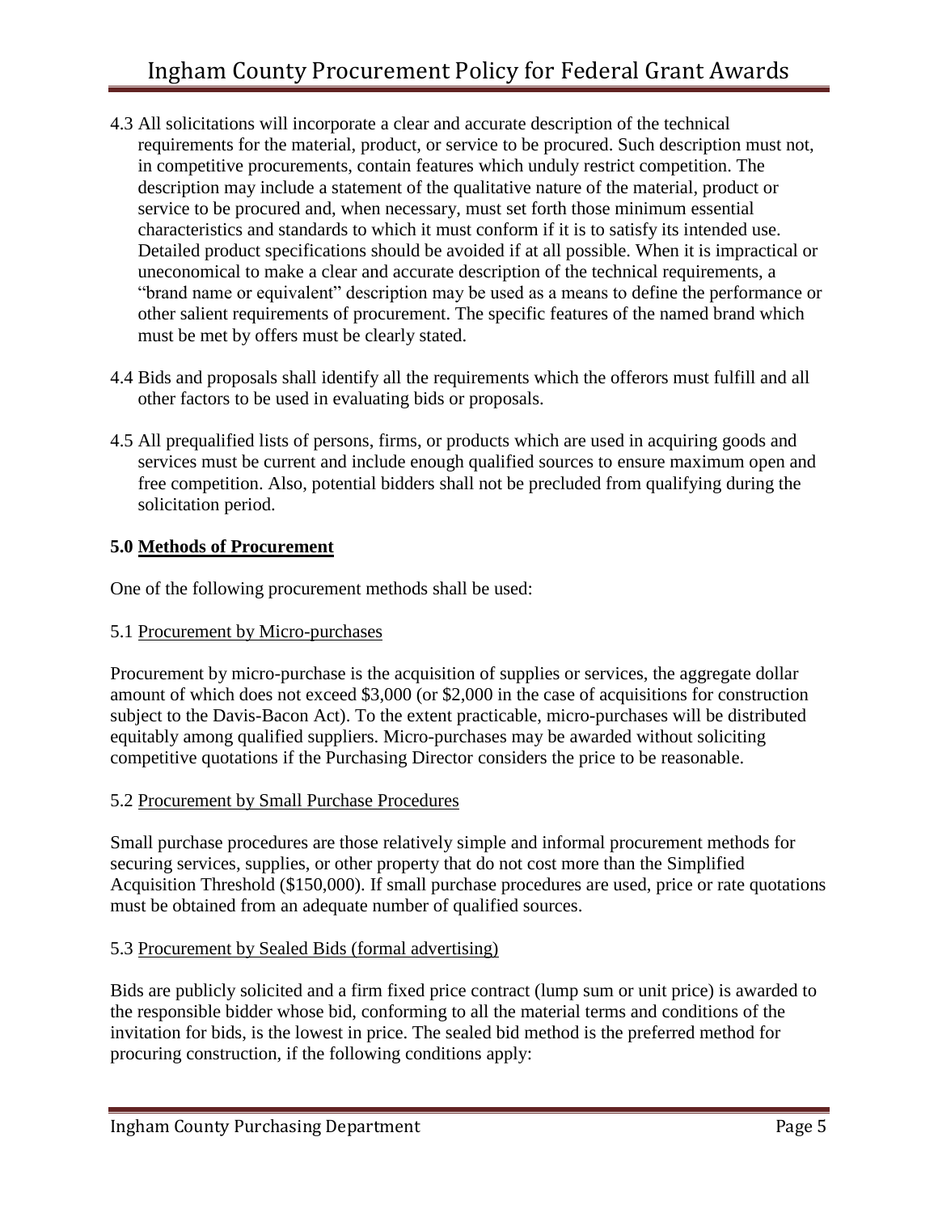4.3 All solicitations will incorporate a clear and accurate description of the technical requirements for the material, product, or service to be procured. Such description must not, in competitive procurements, contain features which unduly restrict competition. The description may include a statement of the qualitative nature of the material, product or service to be procured and, when necessary, must set forth those minimum essential characteristics and standards to which it must conform if it is to satisfy its intended use. Detailed product specifications should be avoided if at all possible. When it is impractical or uneconomical to make a clear and accurate description of the technical requirements, a "brand name or equivalent" description may be used as a means to define the performance or other salient requirements of procurement. The specific features of the named brand which must be met by offers must be clearly stated.

4.4 Bids and proposals shall identify all the requirements which the offerors must fulfill and all other factors to be used in evaluating bids or proposals.

4.5 All prequalified lists of persons, firms, or products which are used in acquiring goods and services must be current and include enough qualified sources to ensure maximum open and free competition. Also, potential bidders shall not be precluded from qualifying during the solicitation period.

## 5.0 Methods of Procurement

One of the following procurement methods shall be used:

### 5.1 Procurement by Micro-purchases

Procurement by micro-purchase is the acquisition of supplies or services, the aggregate dollar amount of which does not exceed $3,000 (or $2,000 in the case of acquisitions for construction subject to the Davis-Bacon Act). To the extent practicable, micro-purchases will be distributed equitably among qualified suppliers. Micro-purchases may be awarded without soliciting competitive quotations if the Purchasing Director considers the price to be reasonable.

### 5.2 Procurement by Small Purchase Procedures

Small purchase procedures are those relatively simple and informal procurement methods for securing services, supplies, or other property that do not cost more than the Simplified Acquisition Threshold ($150,000). If small purchase procedures are used, price or rate quotations must be obtained from an adequate number of qualified sources.

### 5.3 Procurement by Sealed Bids (formal advertising)

Bids are publicly solicited and a firm fixed price contract (lump sum or unit price) is awarded to the responsible bidder whose bid, conforming to all the material terms and conditions of the invitation for bids, is the lowest in price. The sealed bid method is the preferred method for procuring construction, if the following conditions apply: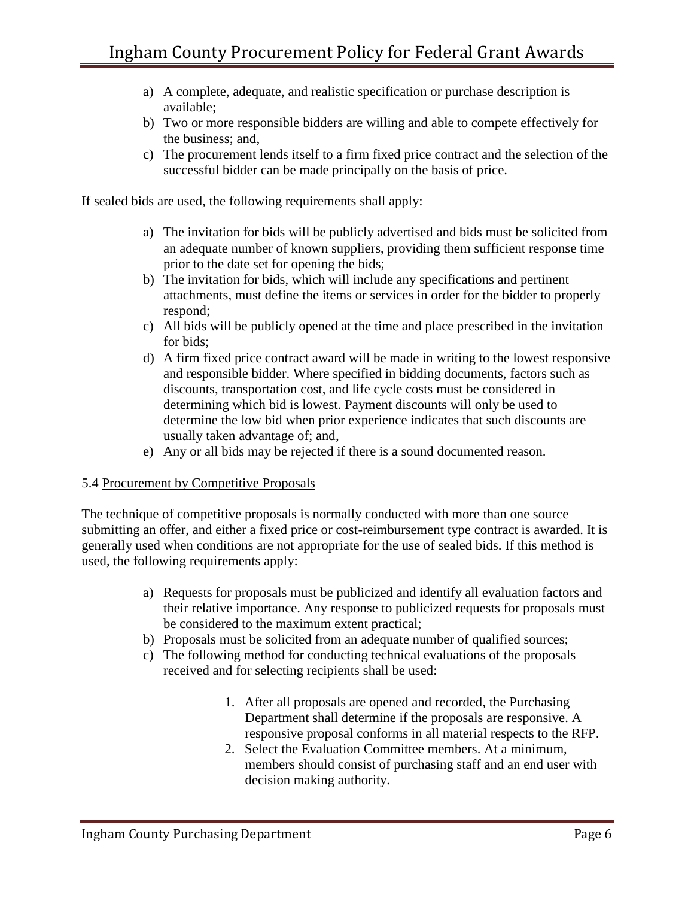a) A complete, adequate, and realistic specification or purchase description is available;
b) Two or more responsible bidders are willing and able to compete effectively for the business; and,
c) The procurement lends itself to a firm fixed price contract and the selection of the successful bidder can be made principally on the basis of price.

If sealed bids are used, the following requirements shall apply:

a) The invitation for bids will be publicly advertised and bids must be solicited from an adequate number of known suppliers, providing them sufficient response time prior to the date set for opening the bids;
b) The invitation for bids, which will include any specifications and pertinent attachments, must define the items or services in order for the bidder to properly respond;
c) All bids will be publicly opened at the time and place prescribed in the invitation for bids;
d) A firm fixed price contract award will be made in writing to the lowest responsive and responsible bidder. Where specified in bidding documents, factors such as discounts, transportation cost, and life cycle costs must be considered in determining which bid is lowest. Payment discounts will only be used to determine the low bid when prior experience indicates that such discounts are usually taken advantage of; and,
e) Any or all bids may be rejected if there is a sound documented reason.

5.4 Procurement by Competitive Proposals

The technique of competitive proposals is normally conducted with more than one source submitting an offer, and either a fixed price or cost-reimbursement type contract is awarded. It is generally used when conditions are not appropriate for the use of sealed bids. If this method is used, the following requirements apply:

a) Requests for proposals must be publicized and identify all evaluation factors and their relative importance. Any response to publicized requests for proposals must be considered to the maximum extent practical;
b) Proposals must be solicited from an adequate number of qualified sources;
c) The following method for conducting technical evaluations of the proposals received and for selecting recipients shall be used:

    1. After all proposals are opened and recorded, the Purchasing Department shall determine if the proposals are responsive. A responsive proposal conforms in all material respects to the RFP.
    2. Select the Evaluation Committee members. At a minimum, members should consist of purchasing staff and an end user with decision making authority.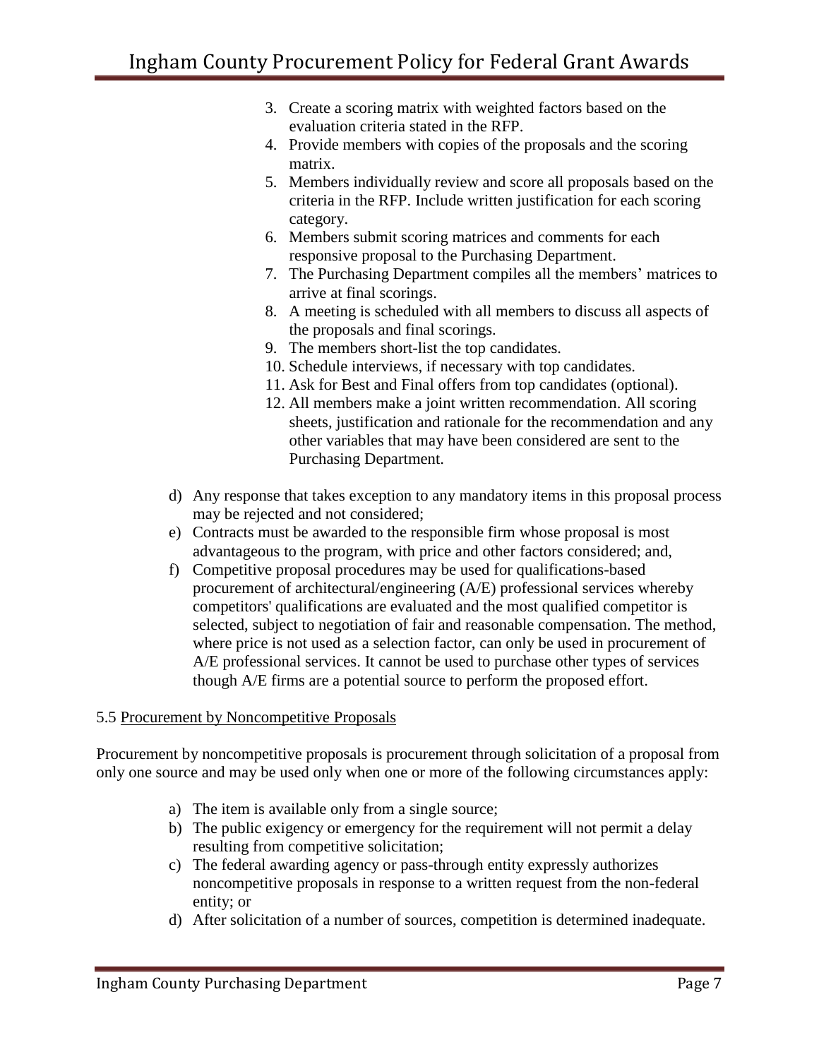3. Create a scoring matrix with weighted factors based on the evaluation criteria stated in the RFP.
4. Provide members with copies of the proposals and the scoring matrix.
5. Members individually review and score all proposals based on the criteria in the RFP. Include written justification for each scoring category.
6. Members submit scoring matrices and comments for each responsive proposal to the Purchasing Department.
7. The Purchasing Department compiles all the members' matrices to arrive at final scorings.
8. A meeting is scheduled with all members to discuss all aspects of the proposals and final scorings.
9. The members short-list the top candidates.
10. Schedule interviews, if necessary with top candidates.
11. Ask for Best and Final offers from top candidates (optional).
12. All members make a joint written recommendation. All scoring sheets, justification and rationale for the recommendation and any other variables that may have been considered are sent to the Purchasing Department.

d) Any response that takes exception to any mandatory items in this proposal process may be rejected and not considered;

e) Contracts must be awarded to the responsible firm whose proposal is most advantageous to the program, with price and other factors considered; and,

f) Competitive proposal procedures may be used for qualifications-based procurement of architectural/engineering (A/E) professional services whereby competitors' qualifications are evaluated and the most qualified competitor is selected, subject to negotiation of fair and reasonable compensation. The method, where price is not used as a selection factor, can only be used in procurement of A/E professional services. It cannot be used to purchase other types of services though A/E firms are a potential source to perform the proposed effort.

5.5 Procurement by Noncompetitive Proposals

Procurement by noncompetitive proposals is procurement through solicitation of a proposal from only one source and may be used only when one or more of the following circumstances apply:

a) The item is available only from a single source;

b) The public exigency or emergency for the requirement will not permit a delay resulting from competitive solicitation;

c) The federal awarding agency or pass-through entity expressly authorizes noncompetitive proposals in response to a written request from the non-federal entity; or

d) After solicitation of a number of sources, competition is determined inadequate.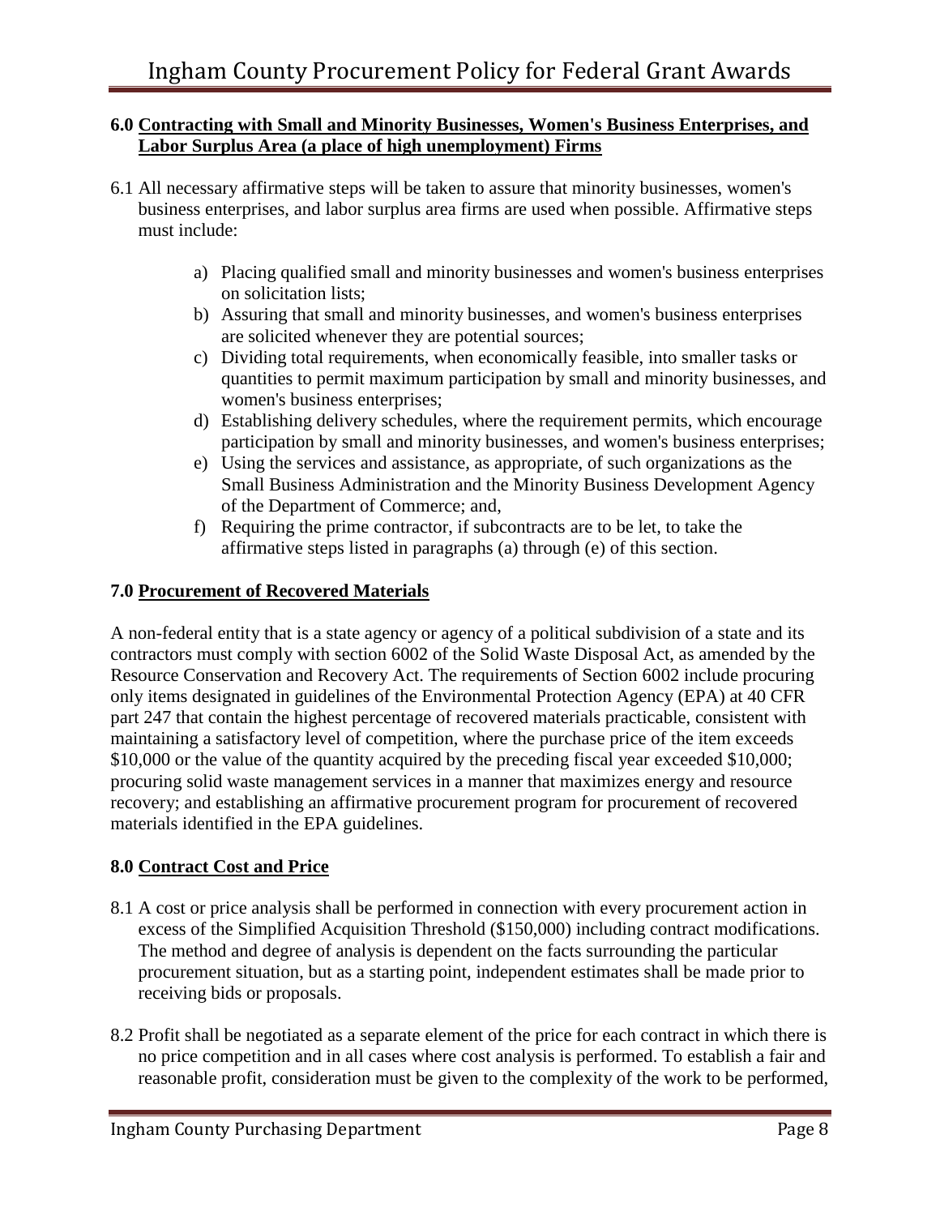## 6.0 Contracting with Small and Minority Businesses, Women's Business Enterprises, and Labor Surplus Area (a place of high unemployment) Firms

6.1 All necessary affirmative steps will be taken to assure that minority businesses, women's business enterprises, and labor surplus area firms are used when possible. Affirmative steps must include:

a) Placing qualified small and minority businesses and women's business enterprises on solicitation lists;
b) Assuring that small and minority businesses, and women's business enterprises are solicited whenever they are potential sources;
c) Dividing total requirements, when economically feasible, into smaller tasks or quantities to permit maximum participation by small and minority businesses, and women's business enterprises;
d) Establishing delivery schedules, where the requirement permits, which encourage participation by small and minority businesses, and women's business enterprises;
e) Using the services and assistance, as appropriate, of such organizations as the Small Business Administration and the Minority Business Development Agency of the Department of Commerce; and,
f) Requiring the prime contractor, if subcontracts are to be let, to take the affirmative steps listed in paragraphs (a) through (e) of this section.

## 7.0 Procurement of Recovered Materials

A non-federal entity that is a state agency or agency of a political subdivision of a state and its contractors must comply with section 6002 of the Solid Waste Disposal Act, as amended by the Resource Conservation and Recovery Act. The requirements of Section 6002 include procuring only items designated in guidelines of the Environmental Protection Agency (EPA) at 40 CFR part 247 that contain the highest percentage of recovered materials practicable, consistent with maintaining a satisfactory level of competition, where the purchase price of the item exceeds $10,000 or the value of the quantity acquired by the preceding fiscal year exceeded $10,000; procuring solid waste management services in a manner that maximizes energy and resource recovery; and establishing an affirmative procurement program for procurement of recovered materials identified in the EPA guidelines.

## 8.0 Contract Cost and Price

8.1 A cost or price analysis shall be performed in connection with every procurement action in excess of the Simplified Acquisition Threshold ($150,000) including contract modifications. The method and degree of analysis is dependent on the facts surrounding the particular procurement situation, but as a starting point, independent estimates shall be made prior to receiving bids or proposals.

8.2 Profit shall be negotiated as a separate element of the price for each contract in which there is no price competition and in all cases where cost analysis is performed. To establish a fair and reasonable profit, consideration must be given to the complexity of the work to be performed,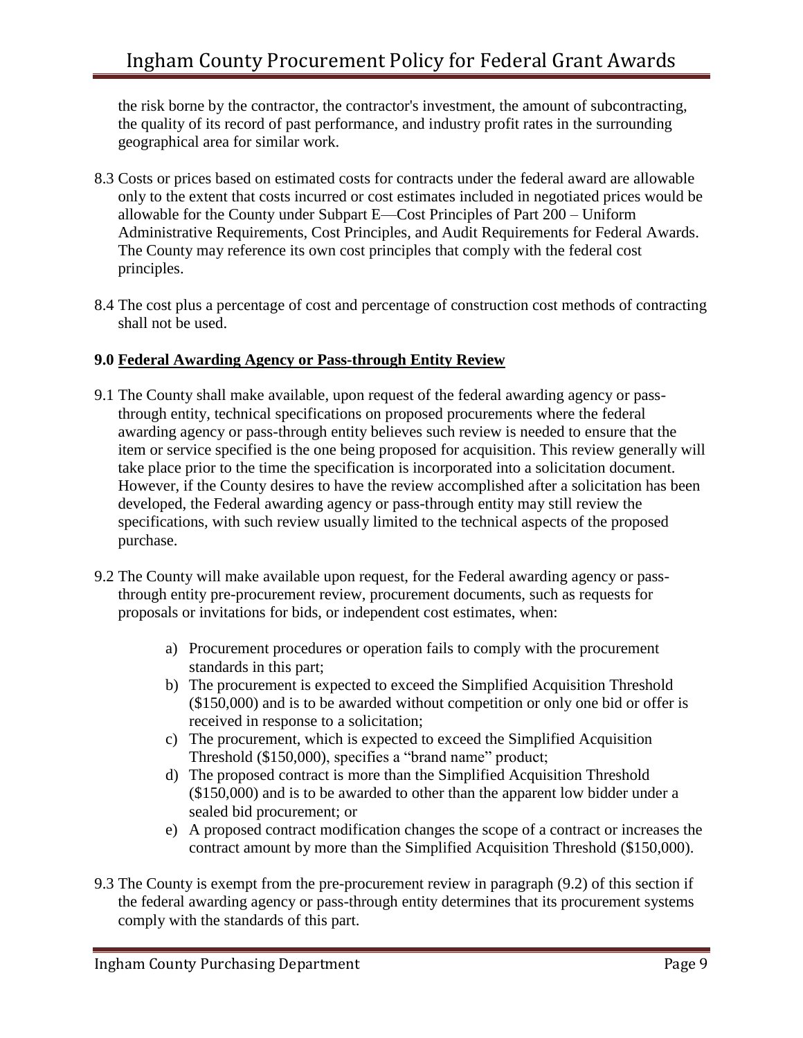the risk borne by the contractor, the contractor's investment, the amount of subcontracting, the quality of its record of past performance, and industry profit rates in the surrounding geographical area for similar work.

8.3 Costs or prices based on estimated costs for contracts under the federal award are allowable only to the extent that costs incurred or cost estimates included in negotiated prices would be allowable for the County under Subpart E—Cost Principles of Part 200 – Uniform Administrative Requirements, Cost Principles, and Audit Requirements for Federal Awards. The County may reference its own cost principles that comply with the federal cost principles.

8.4 The cost plus a percentage of cost and percentage of construction cost methods of contracting shall not be used.

**9.0 Federal Awarding Agency or Pass-through Entity Review**

9.1 The County shall make available, upon request of the federal awarding agency or pass-through entity, technical specifications on proposed procurements where the federal awarding agency or pass-through entity believes such review is needed to ensure that the item or service specified is the one being proposed for acquisition. This review generally will take place prior to the time the specification is incorporated into a solicitation document. However, if the County desires to have the review accomplished after a solicitation has been developed, the Federal awarding agency or pass-through entity may still review the specifications, with such review usually limited to the technical aspects of the proposed purchase.

9.2 The County will make available upon request, for the Federal awarding agency or pass-through entity pre-procurement review, procurement documents, such as requests for proposals or invitations for bids, or independent cost estimates, when:

a) Procurement procedures or operation fails to comply with the procurement standards in this part;
b) The procurement is expected to exceed the Simplified Acquisition Threshold ($150,000) and is to be awarded without competition or only one bid or offer is received in response to a solicitation;
c) The procurement, which is expected to exceed the Simplified Acquisition Threshold ($150,000), specifies a "brand name" product;
d) The proposed contract is more than the Simplified Acquisition Threshold ($150,000) and is to be awarded to other than the apparent low bidder under a sealed bid procurement; or
e) A proposed contract modification changes the scope of a contract or increases the contract amount by more than the Simplified Acquisition Threshold ($150,000).

9.3 The County is exempt from the pre-procurement review in paragraph (9.2) of this section if the federal awarding agency or pass-through entity determines that its procurement systems comply with the standards of this part.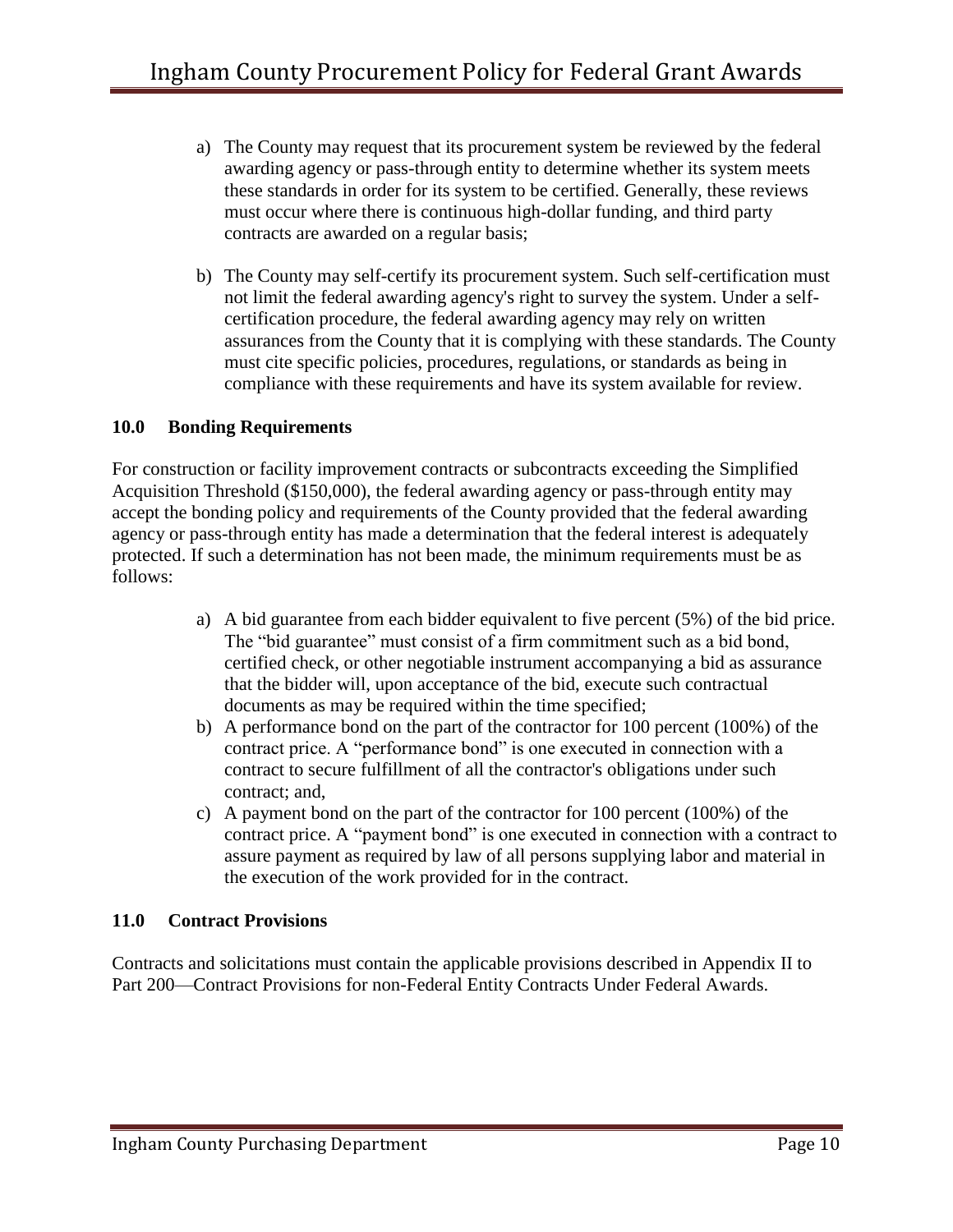a) The County may request that its procurement system be reviewed by the federal awarding agency or pass-through entity to determine whether its system meets these standards in order for its system to be certified. Generally, these reviews must occur where there is continuous high-dollar funding, and third party contracts are awarded on a regular basis;

b) The County may self-certify its procurement system. Such self-certification must not limit the federal awarding agency's right to survey the system. Under a self-certification procedure, the federal awarding agency may rely on written assurances from the County that it is complying with these standards. The County must cite specific policies, procedures, regulations, or standards as being in compliance with these requirements and have its system available for review.

## 10.0 Bonding Requirements

For construction or facility improvement contracts or subcontracts exceeding the Simplified Acquisition Threshold ($150,000), the federal awarding agency or pass-through entity may accept the bonding policy and requirements of the County provided that the federal awarding agency or pass-through entity has made a determination that the federal interest is adequately protected. If such a determination has not been made, the minimum requirements must be as follows:

a) A bid guarantee from each bidder equivalent to five percent (5%) of the bid price. The "bid guarantee" must consist of a firm commitment such as a bid bond, certified check, or other negotiable instrument accompanying a bid as assurance that the bidder will, upon acceptance of the bid, execute such contractual documents as may be required within the time specified;
b) A performance bond on the part of the contractor for 100 percent (100%) of the contract price. A "performance bond" is one executed in connection with a contract to secure fulfillment of all the contractor's obligations under such contract; and,
c) A payment bond on the part of the contractor for 100 percent (100%) of the contract price. A "payment bond" is one executed in connection with a contract to assure payment as required by law of all persons supplying labor and material in the execution of the work provided for in the contract.

## 11.0 Contract Provisions

Contracts and solicitations must contain the applicable provisions described in Appendix II to Part 200—Contract Provisions for non-Federal Entity Contracts Under Federal Awards.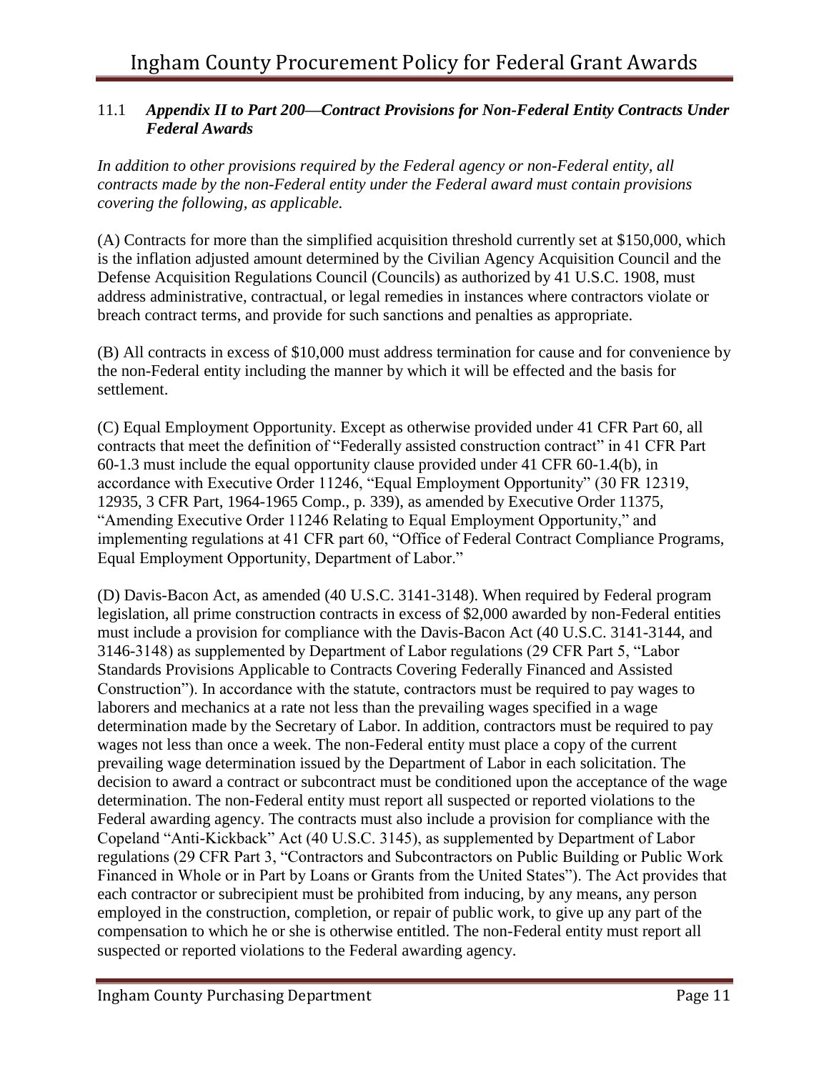### 11.1 ***Appendix II to Part 200—Contract Provisions for Non-Federal Entity Contracts Under Federal Awards***

*In addition to other provisions required by the Federal agency or non-Federal entity, all contracts made by the non-Federal entity under the Federal award must contain provisions covering the following, as applicable.*

(A) Contracts for more than the simplified acquisition threshold currently set at $150,000, which is the inflation adjusted amount determined by the Civilian Agency Acquisition Council and the Defense Acquisition Regulations Council (Councils) as authorized by 41 U.S.C. 1908, must address administrative, contractual, or legal remedies in instances where contractors violate or breach contract terms, and provide for such sanctions and penalties as appropriate.

(B) All contracts in excess of $10,000 must address termination for cause and for convenience by the non-Federal entity including the manner by which it will be effected and the basis for settlement.

(C) Equal Employment Opportunity. Except as otherwise provided under 41 CFR Part 60, all contracts that meet the definition of "Federally assisted construction contract" in 41 CFR Part 60-1.3 must include the equal opportunity clause provided under 41 CFR 60-1.4(b), in accordance with Executive Order 11246, "Equal Employment Opportunity" (30 FR 12319, 12935, 3 CFR Part, 1964-1965 Comp., p. 339), as amended by Executive Order 11375, "Amending Executive Order 11246 Relating to Equal Employment Opportunity," and implementing regulations at 41 CFR part 60, "Office of Federal Contract Compliance Programs, Equal Employment Opportunity, Department of Labor."

(D) Davis-Bacon Act, as amended (40 U.S.C. 3141-3148). When required by Federal program legislation, all prime construction contracts in excess of $2,000 awarded by non-Federal entities must include a provision for compliance with the Davis-Bacon Act (40 U.S.C. 3141-3144, and 3146-3148) as supplemented by Department of Labor regulations (29 CFR Part 5, "Labor Standards Provisions Applicable to Contracts Covering Federally Financed and Assisted Construction"). In accordance with the statute, contractors must be required to pay wages to laborers and mechanics at a rate not less than the prevailing wages specified in a wage determination made by the Secretary of Labor. In addition, contractors must be required to pay wages not less than once a week. The non-Federal entity must place a copy of the current prevailing wage determination issued by the Department of Labor in each solicitation. The decision to award a contract or subcontract must be conditioned upon the acceptance of the wage determination. The non-Federal entity must report all suspected or reported violations to the Federal awarding agency. The contracts must also include a provision for compliance with the Copeland "Anti-Kickback" Act (40 U.S.C. 3145), as supplemented by Department of Labor regulations (29 CFR Part 3, "Contractors and Subcontractors on Public Building or Public Work Financed in Whole or in Part by Loans or Grants from the United States"). The Act provides that each contractor or subrecipient must be prohibited from inducing, by any means, any person employed in the construction, completion, or repair of public work, to give up any part of the compensation to which he or she is otherwise entitled. The non-Federal entity must report all suspected or reported violations to the Federal awarding agency.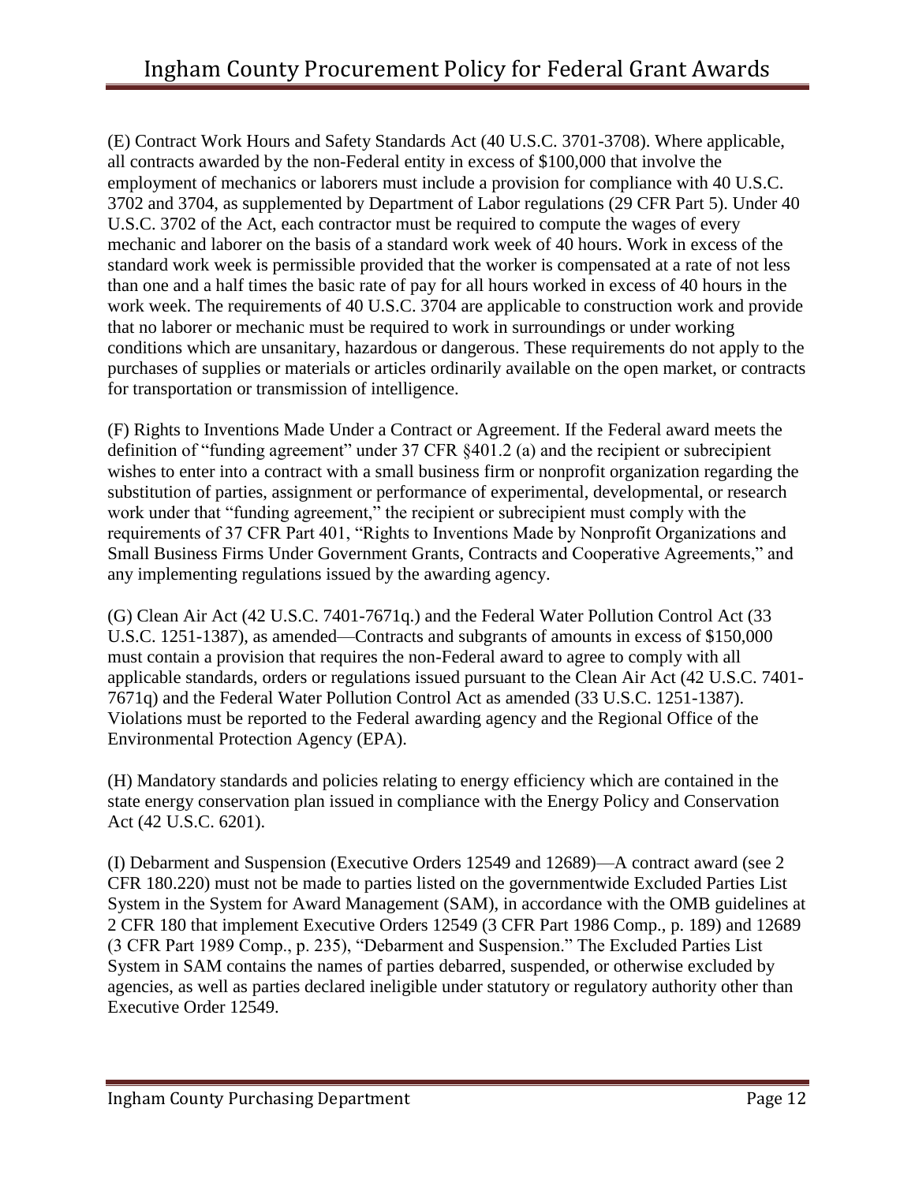(E) Contract Work Hours and Safety Standards Act (40 U.S.C. 3701-3708). Where applicable, all contracts awarded by the non-Federal entity in excess of $100,000 that involve the employment of mechanics or laborers must include a provision for compliance with 40 U.S.C. 3702 and 3704, as supplemented by Department of Labor regulations (29 CFR Part 5). Under 40 U.S.C. 3702 of the Act, each contractor must be required to compute the wages of every mechanic and laborer on the basis of a standard work week of 40 hours. Work in excess of the standard work week is permissible provided that the worker is compensated at a rate of not less than one and a half times the basic rate of pay for all hours worked in excess of 40 hours in the work week. The requirements of 40 U.S.C. 3704 are applicable to construction work and provide that no laborer or mechanic must be required to work in surroundings or under working conditions which are unsanitary, hazardous or dangerous. These requirements do not apply to the purchases of supplies or materials or articles ordinarily available on the open market, or contracts for transportation or transmission of intelligence.

(F) Rights to Inventions Made Under a Contract or Agreement. If the Federal award meets the definition of "funding agreement" under 37 CFR §401.2 (a) and the recipient or subrecipient wishes to enter into a contract with a small business firm or nonprofit organization regarding the substitution of parties, assignment or performance of experimental, developmental, or research work under that "funding agreement," the recipient or subrecipient must comply with the requirements of 37 CFR Part 401, "Rights to Inventions Made by Nonprofit Organizations and Small Business Firms Under Government Grants, Contracts and Cooperative Agreements," and any implementing regulations issued by the awarding agency.

(G) Clean Air Act (42 U.S.C. 7401-7671q.) and the Federal Water Pollution Control Act (33 U.S.C. 1251-1387), as amended—Contracts and subgrants of amounts in excess of $150,000 must contain a provision that requires the non-Federal award to agree to comply with all applicable standards, orders or regulations issued pursuant to the Clean Air Act (42 U.S.C. 7401-7671q) and the Federal Water Pollution Control Act as amended (33 U.S.C. 1251-1387). Violations must be reported to the Federal awarding agency and the Regional Office of the Environmental Protection Agency (EPA).

(H) Mandatory standards and policies relating to energy efficiency which are contained in the state energy conservation plan issued in compliance with the Energy Policy and Conservation Act (42 U.S.C. 6201).

(I) Debarment and Suspension (Executive Orders 12549 and 12689)—A contract award (see 2 CFR 180.220) must not be made to parties listed on the governmentwide Excluded Parties List System in the System for Award Management (SAM), in accordance with the OMB guidelines at 2 CFR 180 that implement Executive Orders 12549 (3 CFR Part 1986 Comp., p. 189) and 12689 (3 CFR Part 1989 Comp., p. 235), "Debarment and Suspension." The Excluded Parties List System in SAM contains the names of parties debarred, suspended, or otherwise excluded by agencies, as well as parties declared ineligible under statutory or regulatory authority other than Executive Order 12549.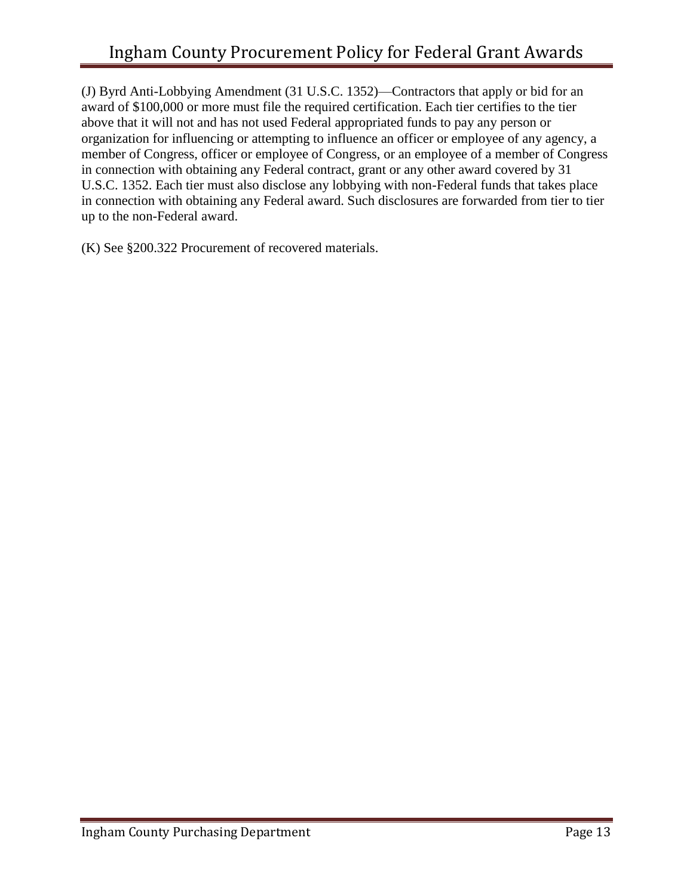(J) Byrd Anti-Lobbying Amendment (31 U.S.C. 1352)—Contractors that apply or bid for an award of $100,000 or more must file the required certification. Each tier certifies to the tier above that it will not and has not used Federal appropriated funds to pay any person or organization for influencing or attempting to influence an officer or employee of any agency, a member of Congress, officer or employee of Congress, or an employee of a member of Congress in connection with obtaining any Federal contract, grant or any other award covered by 31 U.S.C. 1352. Each tier must also disclose any lobbying with non-Federal funds that takes place in connection with obtaining any Federal award. Such disclosures are forwarded from tier to tier up to the non-Federal award.

(K) See §200.322 Procurement of recovered materials.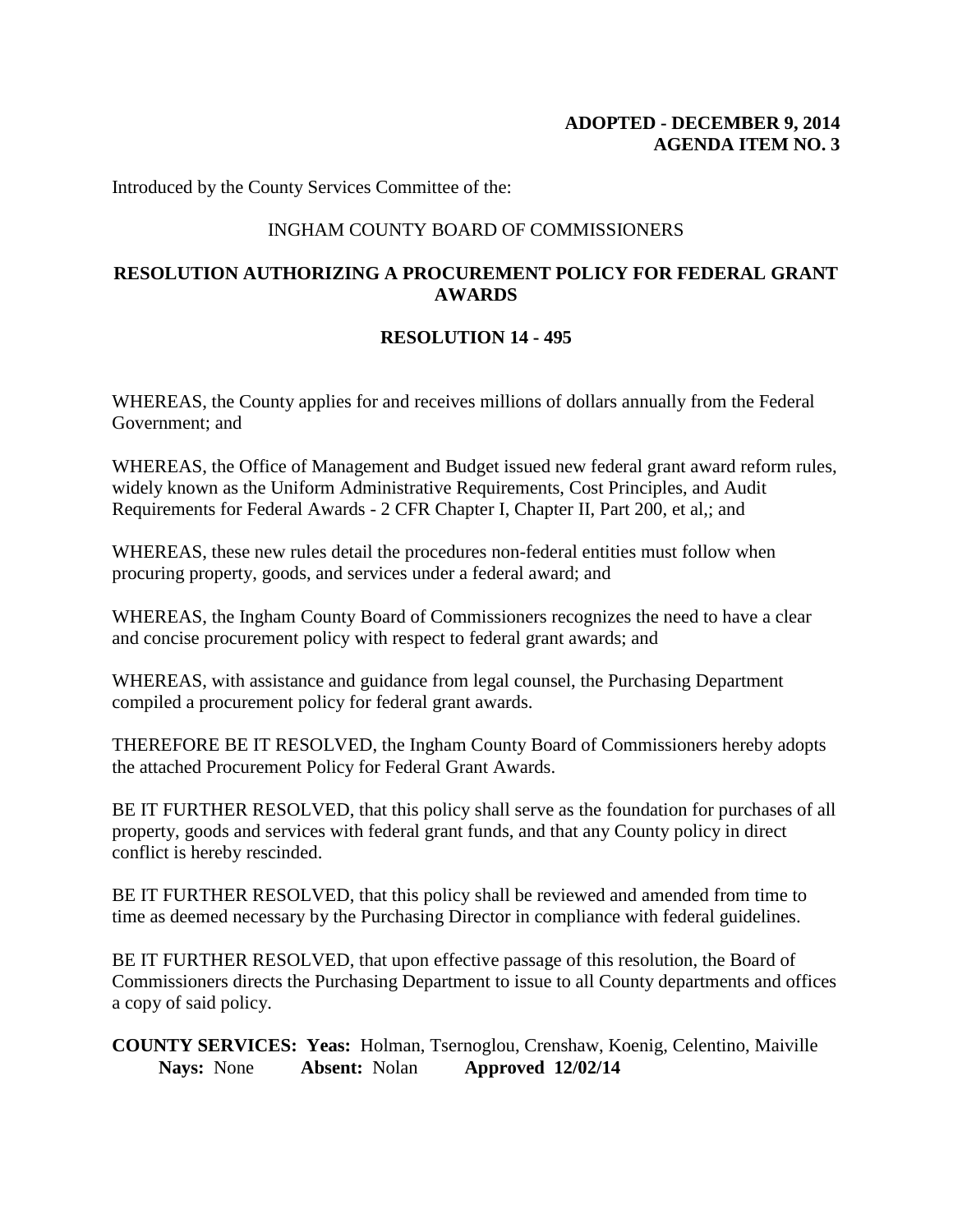**ADOPTED - DECEMBER 9, 2014**
**AGENDA ITEM NO. 3**

Introduced by the County Services Committee of the:

INGHAM COUNTY BOARD OF COMMISSIONERS

## RESOLUTION AUTHORIZING A PROCUREMENT POLICY FOR FEDERAL GRANT AWARDS

### RESOLUTION 14 - 495

WHEREAS, the County applies for and receives millions of dollars annually from the Federal Government; and

WHEREAS, the Office of Management and Budget issued new federal grant award reform rules, widely known as the Uniform Administrative Requirements, Cost Principles, and Audit Requirements for Federal Awards - 2 CFR Chapter I, Chapter II, Part 200, et al,; and

WHEREAS, these new rules detail the procedures non-federal entities must follow when procuring property, goods, and services under a federal award; and

WHEREAS, the Ingham County Board of Commissioners recognizes the need to have a clear and concise procurement policy with respect to federal grant awards; and

WHEREAS, with assistance and guidance from legal counsel, the Purchasing Department compiled a procurement policy for federal grant awards.

THEREFORE BE IT RESOLVED, the Ingham County Board of Commissioners hereby adopts the attached Procurement Policy for Federal Grant Awards.

BE IT FURTHER RESOLVED, that this policy shall serve as the foundation for purchases of all property, goods and services with federal grant funds, and that any County policy in direct conflict is hereby rescinded.

BE IT FURTHER RESOLVED, that this policy shall be reviewed and amended from time to time as deemed necessary by the Purchasing Director in compliance with federal guidelines.

BE IT FURTHER RESOLVED, that upon effective passage of this resolution, the Board of Commissioners directs the Purchasing Department to issue to all County departments and offices a copy of said policy.

**COUNTY SERVICES:** **Yeas:** Holman, Tsernoglou, Crenshaw, Koenig, Celentino, Maiville
**Nays:** None **Absent:** Nolan **Approved 12/02/14**